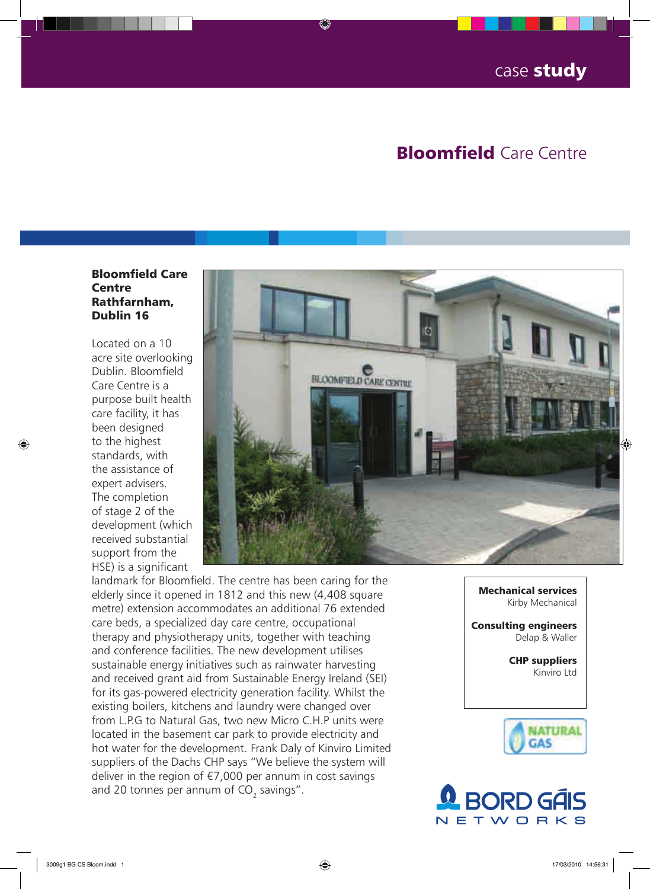case **study**

# **Bloomfield** Care Centre

**Bloomfield Care Centre Rathfarnham, Dublin 16**

Located on a 10 acre site overlooking Dublin. Bloomfield Care Centre is a purpose built health care facility, it has been designed to the highest standards, with the assistance of expert advisers. The completion of stage 2 of the development (which received substantial support from the HSE) is a significant landmark for Bloomfield. The centre has been caring for the elderly since it opened in 1812 and this new (4,408 square metre) extension accommodates an additional 76 extended care beds, a specialized day care centre, occupational therapy and physiotherapy units, together with teaching and conference facilities. The new development utilises sustainable energy initiatives such as rainwater harvesting and received grant aid from Sustainable Energy Ireland (SEI) for its gas-powered electricity generation facility. Whilst the existing boilers, kitchens and laundry were changed over from L.P.G to Natural Gas, two new Micro C.H.P units were located in the basement car park to provide electricity and hot water for the development. Frank Daly of Kinviro Limited suppliers of the Dachs CHP says "We believe the system will deliver in the region of €7,000 per annum in cost savings and 20 tonnes per annum of $CO_2$ savings".

**Mechanical services**
Kirby Mechanical

**Consulting engineers**
Delap & Waller

**CHP suppliers**
Kinviro Ltd

NATURAL GAS

BORD GÁIS NETWORKS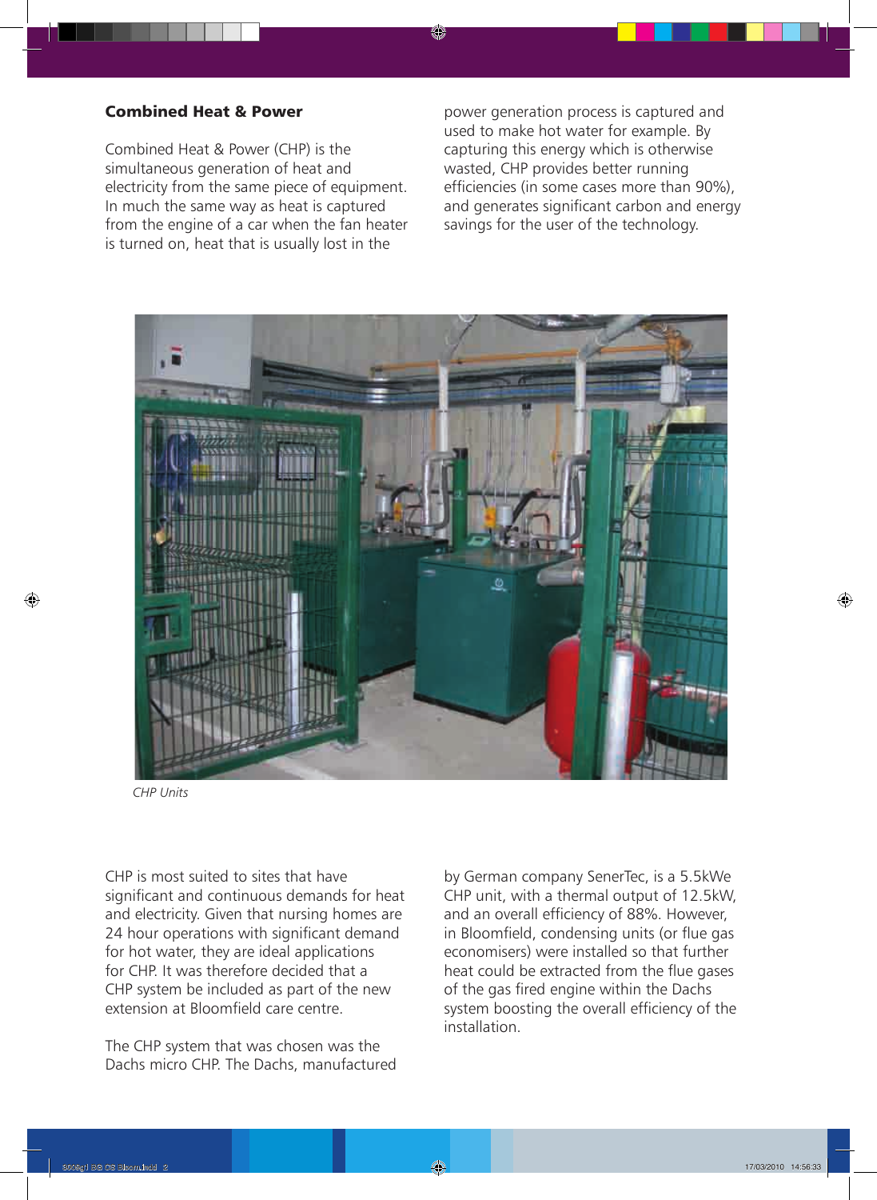## Combined Heat & Power

Combined Heat & Power (CHP) is the simultaneous generation of heat and electricity from the same piece of equipment. In much the same way as heat is captured from the engine of a car when the fan heater is turned on, heat that is usually lost in the power generation process is captured and used to make hot water for example. By capturing this energy which is otherwise wasted, CHP provides better running efficiencies (in some cases more than 90%), and generates significant carbon and energy savings for the user of the technology.

*CHP Units*

CHP is most suited to sites that have significant and continuous demands for heat and electricity. Given that nursing homes are 24 hour operations with significant demand for hot water, they are ideal applications for CHP. It was therefore decided that a CHP system be included as part of the new extension at Bloomfield care centre.

The CHP system that was chosen was the Dachs micro CHP. The Dachs, manufactured by German company SenerTec, is a 5.5kWe CHP unit, with a thermal output of 12.5kW, and an overall efficiency of 88%. However, in Bloomfield, condensing units (or flue gas economisers) were installed so that further heat could be extracted from the flue gases of the gas fired engine within the Dachs system boosting the overall efficiency of the installation.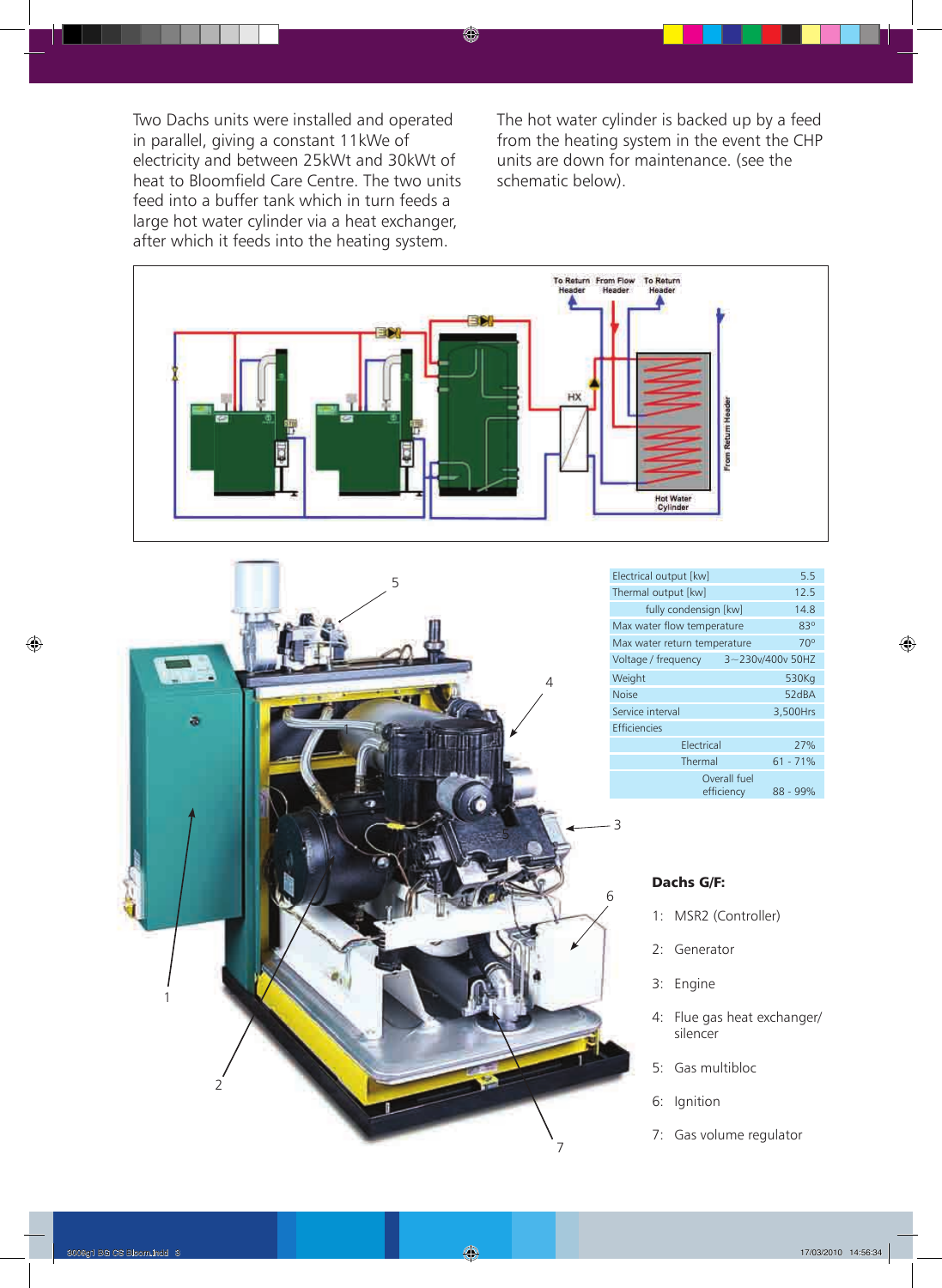Two Dachs units were installed and operated in parallel, giving a constant 11kWe of electricity and between 25kWt and 30kWt of heat to Bloomfield Care Centre. The two units feed into a buffer tank which in turn feeds a large hot water cylinder via a heat exchanger, after which it feeds into the heating system.

The hot water cylinder is backed up by a feed from the heating system in the event the CHP units are down for maintenance. (see the schematic below).

To Return Header — From Flow Header — To Return Header — HX — From Return Header — Hot Water Cylinder

| Electrical output [kw] | 5.5 |
|---|---|
| Thermal output [kw] | 12.5 |
| fully condension [kw] | 14.8 |
| Max water flow temperature | 83° |
| Max water return temperature | 70° |
| Voltage / frequency | 3~230v/400v 50HZ |
| Weight | 530Kg |
| Noise | 52dBA |
| Service interval | 3,500Hrs |
| Efficiencies | |
| Electrical | 27% |
| Thermal | 61 - 71% |
| Overall fuel efficiency | 88 - 99% |

**Dachs G/F:**

1: MSR2 (Controller)

2: Generator

3: Engine

4: Flue gas heat exchanger/ silencer

5: Gas multibloc

6: Ignition

7: Gas volume regulator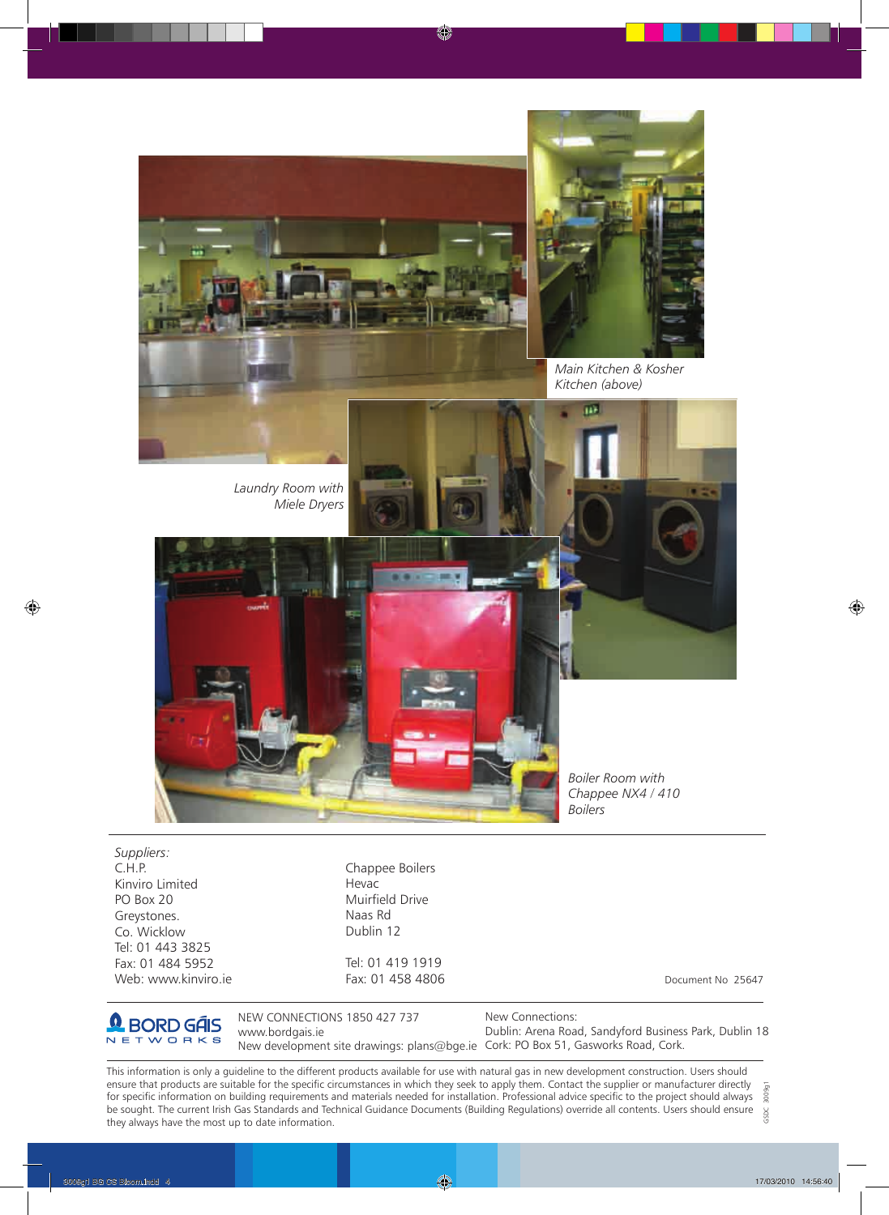*Main Kitchen & Kosher Kitchen (above)*

*Laundry Room with Miele Dryers*

*Boiler Room with Chappee NX4 / 410 Boilers*

*Suppliers:*

C.H.P.
Kinviro Limited
PO Box 20
Greystones.
Co. Wicklow
Tel: 01 443 3825
Fax: 01 484 5952
Web: www.kinviro.ie

Chappee Boilers
Hevac
Muirfield Drive
Naas Rd
Dublin 12

Tel: 01 419 1919
Fax: 01 458 4806

Document No 25647

BORD GÁIS NETWORKS

NEW CONNECTIONS 1850 427 737
www.bordgais.ie
New development site drawings: plans@bge.ie

New Connections:
Dublin: Arena Road, Sandyford Business Park, Dublin 18
Cork: PO Box 51, Gasworks Road, Cork.

This information is only a guideline to the different products available for use with natural gas in new development construction. Users should ensure that products are suitable for the specific circumstances in which they seek to apply them. Contact the supplier or manufacturer directly for specific information on building requirements and materials needed for installation. Professional advice specific to the project should always be sought. The current Irish Gas Standards and Technical Guidance Documents (Building Regulations) override all contents. Users should ensure they always have the most up to date information.